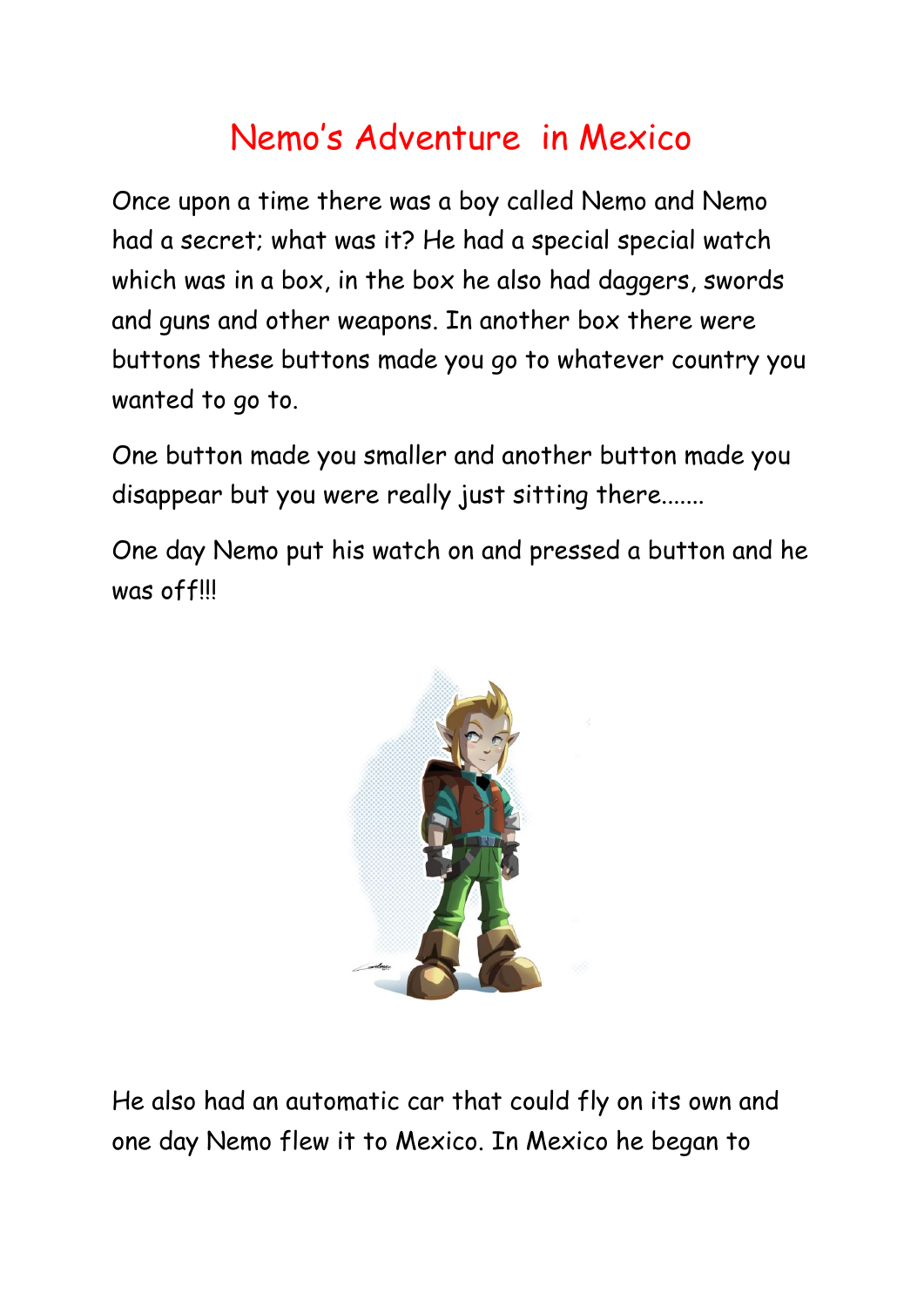# Nemo's Adventure in Mexico

Once upon a time there was a boy called Nemo and Nemo had a secret; what was it? He had a special special watch which was in a box, in the box he also had daggers, swords and guns and other weapons. In another box there were buttons these buttons made you go to whatever country you wanted to go to.

One button made you smaller and another button made you disappear but you were really just sitting there.......

One day Nemo put his watch on and pressed a button and he was off!!!

He also had an automatic car that could fly on its own and one day Nemo flew it to Mexico. In Mexico he began to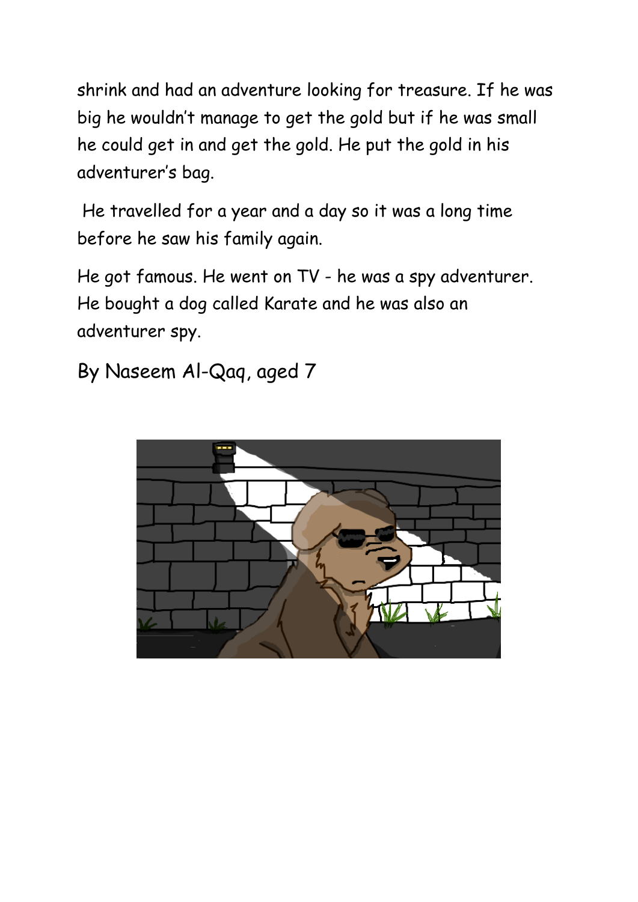shrink and had an adventure looking for treasure. If he was big he wouldn't manage to get the gold but if he was small he could get in and get the gold. He put the gold in his adventurer's bag.

He travelled for a year and a day so it was a long time before he saw his family again.

He got famous. He went on TV - he was a spy adventurer. He bought a dog called Karate and he was also an adventurer spy.

By Naseem Al-Qaq, aged 7